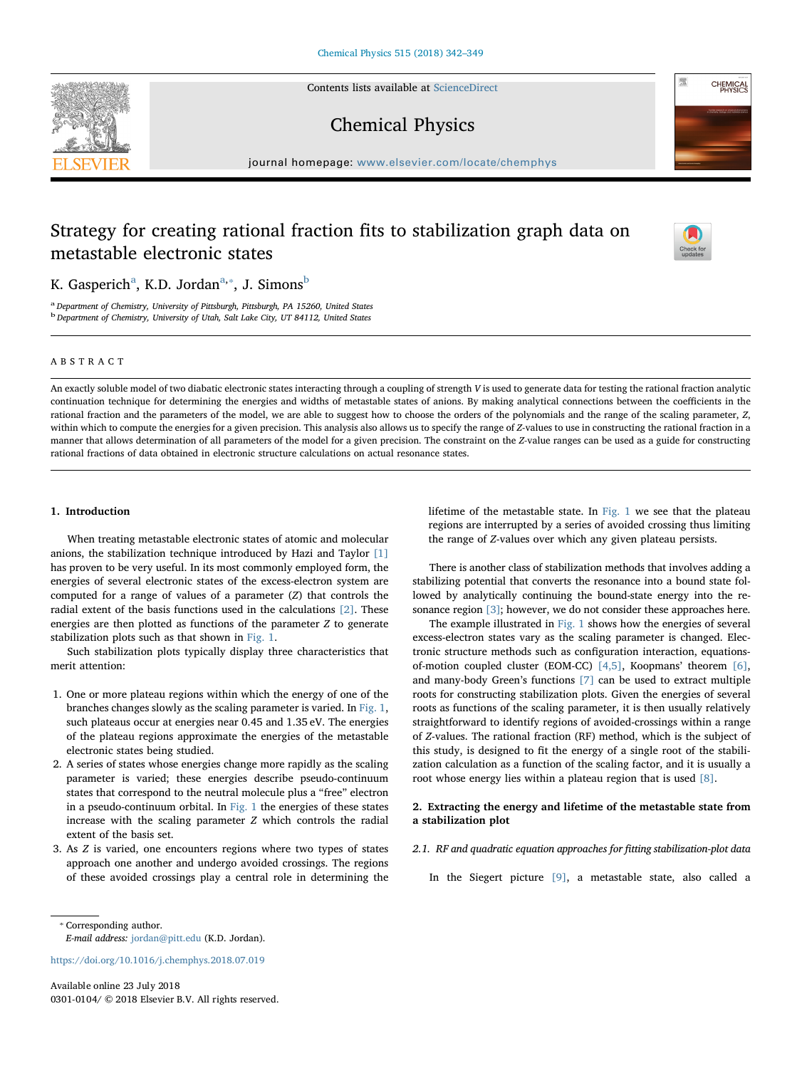# Strategy for creating rational fraction fits to stabilization graph data on metastable electronic states

K. Gasperich[a], K.D. Jordan[a,*], J. Simons[b]

[a] Department of Chemistry, University of Pittsburgh, Pittsburgh, PA 15260, United States

[b] Department of Chemistry, University of Utah, Salt Lake City, UT 84112, United States

## ABSTRACT

An exactly soluble model of two diabatic electronic states interacting through a coupling of strength $V$ is used to generate data for testing the rational fraction analytic continuation technique for determining the energies and widths of metastable states of anions. By making analytical connections between the coefficients in the rational fraction and the parameters of the model, we are able to suggest how to choose the orders of the polynomials and the range of the scaling parameter, $Z$, within which to compute the energies for a given precision. This analysis also allows us to specify the range of $Z$-values to use in constructing the rational fraction in a manner that allows determination of all parameters of the model for a given precision. The constraint on the $Z$-value ranges can be used as a guide for constructing rational fractions of data obtained in electronic structure calculations on actual resonance states.

## 1. Introduction

When treating metastable electronic states of atomic and molecular anions, the stabilization technique introduced by Hazi and Taylor [1] has proven to be very useful. In its most commonly employed form, the energies of several electronic states of the excess-electron system are computed for a range of values of a parameter ($Z$) that controls the radial extent of the basis functions used in the calculations [2]. These energies are then plotted as functions of the parameter $Z$ to generate stabilization plots such as that shown in Fig. 1.

Such stabilization plots typically display three characteristics that merit attention:

1. One or more plateau regions within which the energy of one of the branches changes slowly as the scaling parameter is varied. In Fig. 1, such plateaus occur at energies near 0.45 and 1.35 eV. The energies of the plateau regions approximate the energies of the metastable electronic states being studied.
2. A series of states whose energies change more rapidly as the scaling parameter is varied; these energies describe pseudo-continuum states that correspond to the neutral molecule plus a "free" electron in a pseudo-continuum orbital. In Fig. 1 the energies of these states increase with the scaling parameter $Z$ which controls the radial extent of the basis set.
3. As $Z$ is varied, one encounters regions where two types of states approach one another and undergo avoided crossings. The regions of these avoided crossings play a central role in determining the lifetime of the metastable state. In Fig. 1 we see that the plateau regions are interrupted by a series of avoided crossing thus limiting the range of $Z$-values over which any given plateau persists.

There is another class of stabilization methods that involves adding a stabilizing potential that converts the resonance into a bound state followed by analytically continuing the bound-state energy into the resonance region [3]; however, we do not consider these approaches here.

The example illustrated in Fig. 1 shows how the energies of several excess-electron states vary as the scaling parameter is changed. Electronic structure methods such as configuration interaction, equations-of-motion coupled cluster (EOM-CC) [4,5], Koopmans' theorem [6], and many-body Green's functions [7] can be used to extract multiple roots for constructing stabilization plots. Given the energies of several roots as functions of the scaling parameter, it is then usually relatively straightforward to identify regions of avoided-crossings within a range of $Z$-values. The rational fraction (RF) method, which is the subject of this study, is designed to fit the energy of a single root of the stabilization calculation as a function of the scaling factor, and it is usually a root whose energy lies within a plateau region that is used [8].

## 2. Extracting the energy and lifetime of the metastable state from a stabilization plot

### 2.1. RF and quadratic equation approaches for fitting stabilization-plot data

In the Siegert picture [9], a metastable state, also called a

---

* Corresponding author.
E-mail address: jordan@pitt.edu (K.D. Jordan).

https://doi.org/10.1016/j.chemphys.2018.07.019

Available online 23 July 2018

0301-0104/ © 2018 Elsevier B.V. All rights reserved.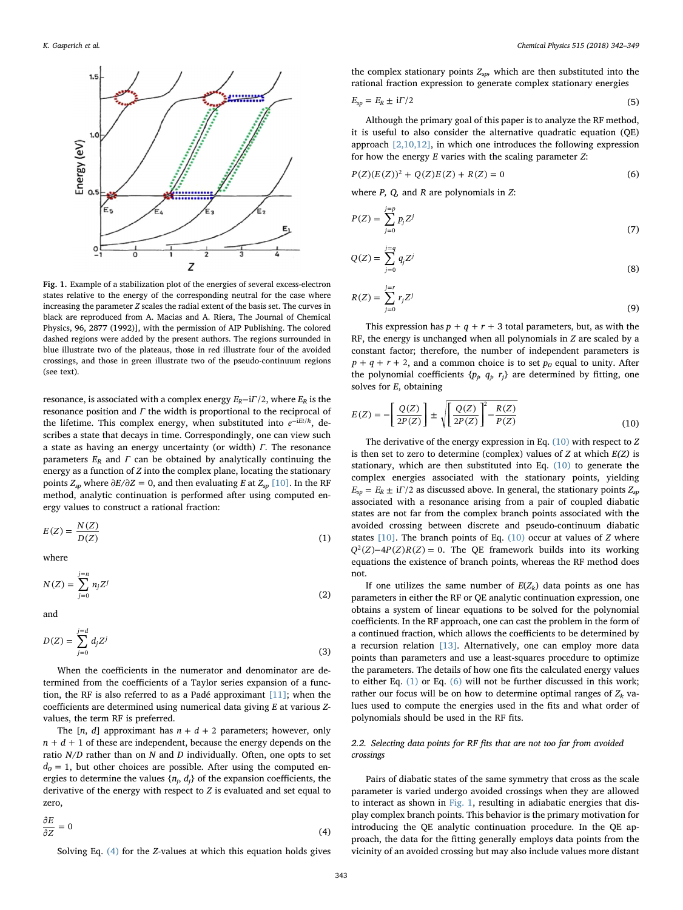**Fig. 1.** Example of a stabilization plot of the energies of several excess-electron states relative to the energy of the corresponding neutral for the case where increasing the parameter $Z$ scales the radial extent of the basis set. The curves in black are reproduced from A. Macias and A. Riera, The Journal of Chemical Physics, 96, 2877 (1992)], with the permission of AIP Publishing. The colored dashed regions were added by the present authors. The regions surrounded in blue illustrate two of the plateaus, those in red illustrate four of the avoided crossings, and those in green illustrate two of the pseudo-continuum regions (see text).

resonance, is associated with a complex energy $E_R - i\Gamma/2$, where $E_R$ is the resonance position and $\Gamma$ the width is proportional to the reciprocal of the lifetime. This complex energy, when substituted into $e^{-iEt/\hbar}$, describes a state that decays in time. Correspondingly, one can view such a state as having an energy uncertainty (or width) $\Gamma$. The resonance parameters $E_R$ and $\Gamma$ can be obtained by analytically continuing the energy as a function of $Z$ into the complex plane, locating the stationary points $Z_{sp}$ where $\partial E/\partial Z = 0$, and then evaluating $E$ at $Z_{sp}$ [10]. In the RF method, analytic continuation is performed after using computed energy values to construct a rational fraction:

$$E(Z) = \frac{N(Z)}{D(Z)} \tag{1}$$

where

$$N(Z) = \sum_{j=0}^{j=n} n_j Z^j \tag{2}$$

and

$$D(Z) = \sum_{j=0}^{j=d} d_j Z^j \tag{3}$$

When the coefficients in the numerator and denominator are determined from the coefficients of a Taylor series expansion of a function, the RF is also referred to as a Padé approximant [11]; when the coefficients are determined using numerical data giving $E$ at various $Z$-values, the term RF is preferred.

The $[n, d]$ approximant has $n + d + 2$ parameters; however, only $n + d + 1$ of these are independent, because the energy depends on the ratio $N/D$ rather than on $N$ and $D$ individually. Often, one opts to set $d_o = 1$, but other choices are possible. After using the computed energies to determine the values $\{n_j, d_j\}$ of the expansion coefficients, the derivative of the energy with respect to $Z$ is evaluated and set equal to zero,

$$\frac{\partial E}{\partial Z} = 0 \tag{4}$$

Solving Eq. (4) for the $Z$-values at which this equation holds gives the complex stationary points $Z_{sp}$, which are then substituted into the rational fraction expression to generate complex stationary energies

$$E_{sp} = E_R \pm i\Gamma/2 \tag{5}$$

Although the primary goal of this paper is to analyze the RF method, it is useful to also consider the alternative quadratic equation (QE) approach [2,10,12], in which one introduces the following expression for how the energy $E$ varies with the scaling parameter $Z$:

$$P(Z)(E(Z))^2 + Q(Z)E(Z) + R(Z) = 0 \tag{6}$$

where $P$, $Q$, and $R$ are polynomials in $Z$:

$$P(Z) = \sum_{j=0}^{j=p} p_j Z^j \tag{7}$$

$$Q(Z) = \sum_{j=0}^{j=q} q_j Z^j \tag{8}$$

$$R(Z) = \sum_{j=0}^{j=r} r_j Z^j \tag{9}$$

This expression has $p + q + r + 3$ total parameters, but, as with the RF, the energy is unchanged when all polynomials in $Z$ are scaled by a constant factor; therefore, the number of independent parameters is $p + q + r + 2$, and a common choice is to set $p_0$ equal to unity. After the polynomial coefficients $\{p_j, q_j, r_j\}$ are determined by fitting, one solves for $E$, obtaining

$$E(Z) = -\left[\frac{Q(Z)}{2P(Z)}\right] \pm \sqrt{\left[\frac{Q(Z)}{2P(Z)}\right]^2 - \frac{R(Z)}{P(Z)}} \tag{10}$$

The derivative of the energy expression in Eq. (10) with respect to $Z$ is then set to zero to determine (complex) values of $Z$ at which $E(Z)$ is stationary, which are then substituted into Eq. (10) to generate the complex energies associated with the stationary points, yielding $E_{sp} = E_R \pm i\Gamma/2$ as discussed above. In general, the stationary points $Z_{sp}$ associated with a resonance arising from a pair of coupled diabatic states are not far from the complex branch points associated with the avoided crossing between discrete and pseudo-continuum diabatic states [10]. The branch points of Eq. (10) occur at values of $Z$ where $Q^2(Z) - 4P(Z)R(Z) = 0$. The QE framework builds into its working equations the existence of branch points, whereas the RF method does not.

If one utilizes the same number of $E(Z_k)$ data points as one has parameters in either the RF or QE analytic continuation expression, one obtains a system of linear equations to be solved for the polynomial coefficients. In the RF approach, one can cast the problem in the form of a continued fraction, which allows the coefficients to be determined by a recursion relation [13]. Alternatively, one can employ more data points than parameters and use a least-squares procedure to optimize the parameters. The details of how one fits the calculated energy values to either Eq. (1) or Eq. (6) will not be further discussed in this work; rather our focus will be on how to determine optimal ranges of $Z_k$ values used to compute the energies used in the fits and what order of polynomials should be used in the RF fits.

### 2.2. Selecting data points for RF fits that are not too far from avoided crossings

Pairs of diabatic states of the same symmetry that cross as the scale parameter is varied undergo avoided crossings when they are allowed to interact as shown in Fig. 1, resulting in adiabatic energies that display complex branch points. This behavior is the primary motivation for introducing the QE analytic continuation procedure. In the QE approach, the data for the fitting generally employs data points from the vicinity of an avoided crossing but may also include values more distant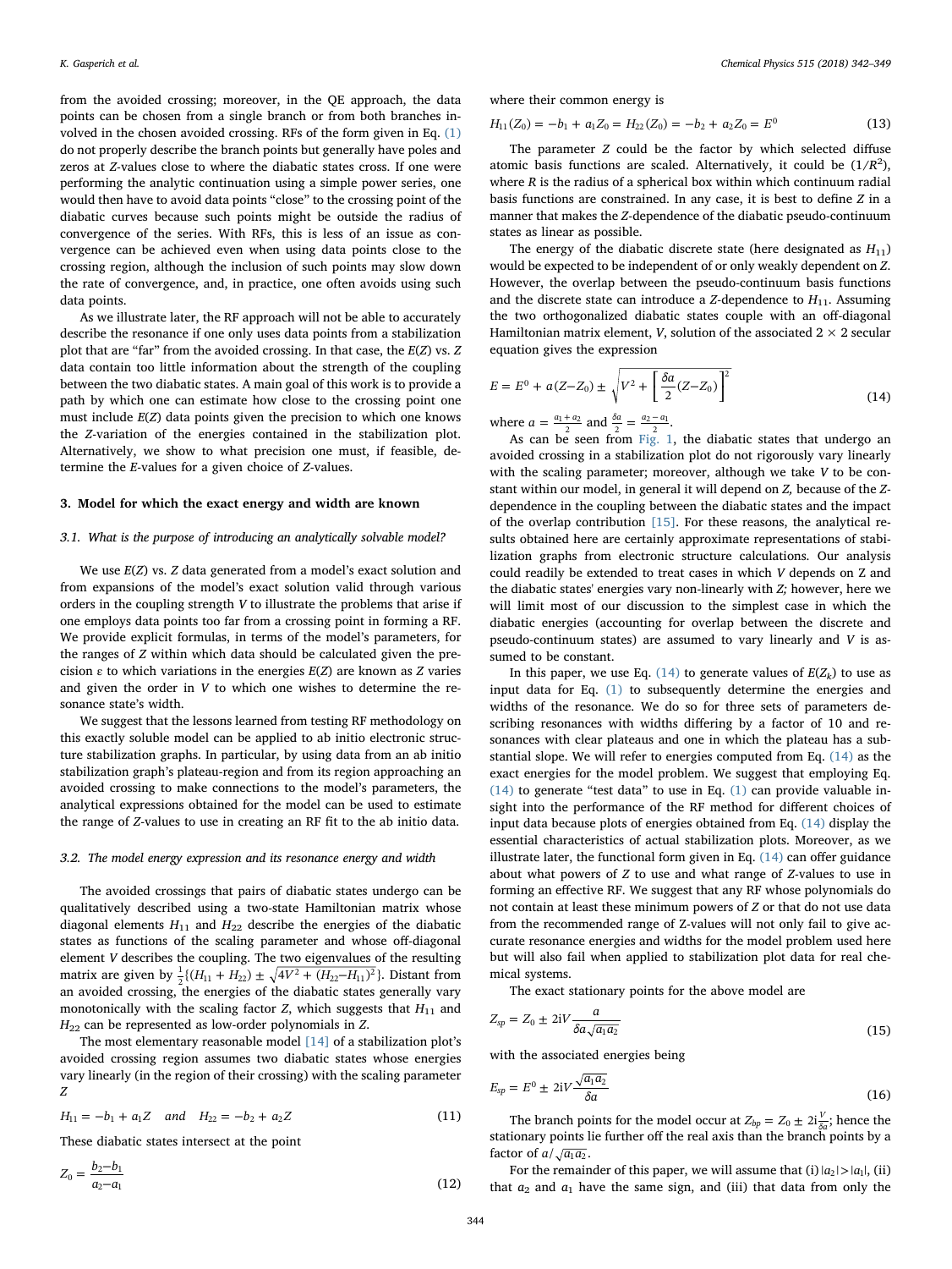from the avoided crossing; moreover, in the QE approach, the data points can be chosen from a single branch or from both branches involved in the chosen avoided crossing. RFs of the form given in Eq. (1) do not properly describe the branch points but generally have poles and zeros at Z-values close to where the diabatic states cross. If one were performing the analytic continuation using a simple power series, one would then have to avoid data points "close" to the crossing point of the diabatic curves because such points might be outside the radius of convergence of the series. With RFs, this is less of an issue as convergence can be achieved even when using data points close to the crossing region, although the inclusion of such points may slow down the rate of convergence, and, in practice, one often avoids using such data points.

As we illustrate later, the RF approach will not be able to accurately describe the resonance if one only uses data points from a stabilization plot that are "far" from the avoided crossing. In that case, the $E(Z)$ vs. $Z$ data contain too little information about the strength of the coupling between the two diabatic states. A main goal of this work is to provide a path by which one can estimate how close to the crossing point one must include $E(Z)$ data points given the precision to which one knows the Z-variation of the energies contained in the stabilization plot. Alternatively, we show to what precision one must, if feasible, determine the E-values for a given choice of Z-values.

## 3. Model for which the exact energy and width are known

### 3.1. What is the purpose of introducing an analytically solvable model?

We use $E(Z)$ vs. $Z$ data generated from a model's exact solution and from expansions of the model's exact solution valid through various orders in the coupling strength $V$ to illustrate the problems that arise if one employs data points too far from a crossing point in forming a RF. We provide explicit formulas, in terms of the model's parameters, for the ranges of $Z$ within which data should be calculated given the precision ε to which variations in the energies $E(Z)$ are known as $Z$ varies and given the order in $V$ to which one wishes to determine the resonance state's width.

We suggest that the lessons learned from testing RF methodology on this exactly soluble model can be applied to ab initio electronic structure stabilization graphs. In particular, by using data from an ab initio stabilization graph's plateau-region and from its region approaching an avoided crossing to make connections to the model's parameters, the analytical expressions obtained for the model can be used to estimate the range of Z-values to use in creating an RF fit to the ab initio data.

### 3.2. The model energy expression and its resonance energy and width

The avoided crossings that pairs of diabatic states undergo can be qualitatively described using a two-state Hamiltonian matrix whose diagonal elements $H_{11}$ and $H_{22}$ describe the energies of the diabatic states as functions of the scaling parameter and whose off-diagonal element $V$ describes the coupling. The two eigenvalues of the resulting matrix are given by $\frac{1}{2}\{(H_{11} + H_{22}) \pm \sqrt{4V^2 + (H_{22}-H_{11})^2}\}$. Distant from an avoided crossing, the energies of the diabatic states generally vary monotonically with the scaling factor $Z$, which suggests that $H_{11}$ and $H_{22}$ can be represented as low-order polynomials in $Z$.

The most elementary reasonable model [14] of a stabilization plot's avoided crossing region assumes two diabatic states whose energies vary linearly (in the region of their crossing) with the scaling parameter $Z$

$$H_{11} = -b_1 + a_1 Z \quad and \quad H_{22} = -b_2 + a_2 Z \tag{11}$$

These diabatic states intersect at the point

$$Z_0 = \frac{b_2 - b_1}{a_2 - a_1} \tag{12}$$

where their common energy is

$$H_{11}(Z_0) = -b_1 + a_1 Z_0 = H_{22}(Z_0) = -b_2 + a_2 Z_0 = E^0 \tag{13}$$

The parameter $Z$ could be the factor by which selected diffuse atomic basis functions are scaled. Alternatively, it could be $(1/R^2)$, where $R$ is the radius of a spherical box within which continuum radial basis functions are constrained. In any case, it is best to define $Z$ in a manner that makes the Z-dependence of the diabatic pseudo-continuum states as linear as possible.

The energy of the diabatic discrete state (here designated as $H_{11}$) would be expected to be independent of or only weakly dependent on $Z$. However, the overlap between the pseudo-continuum basis functions and the discrete state can introduce a Z-dependence to $H_{11}$. Assuming the two orthogonalized diabatic states couple with an off-diagonal Hamiltonian matrix element, $V$, solution of the associated 2 × 2 secular equation gives the expression

$$E = E^0 + a(Z - Z_0) \pm \sqrt{V^2 + \left[\frac{\delta a}{2}(Z - Z_0)\right]^2} \tag{14}$$

where $a = \frac{a_1 + a_2}{2}$ and $\frac{\delta a}{2} = \frac{a_2 - a_1}{2}$.

As can be seen from Fig. 1, the diabatic states that undergo an avoided crossing in a stabilization plot do not rigorously vary linearly with the scaling parameter; moreover, although we take $V$ to be constant within our model, in general it will depend on $Z$, because of the Z-dependence in the coupling between the diabatic states and the impact of the overlap contribution [15]. For these reasons, the analytical results obtained here are certainly approximate representations of stabilization graphs from electronic structure calculations. Our analysis could readily be extended to treat cases in which $V$ depends on Z and the diabatic states' energies vary non-linearly with $Z$; however, here we will limit most of our discussion to the simplest case in which the diabatic energies (accounting for overlap between the discrete and pseudo-continuum states) are assumed to vary linearly and $V$ is assumed to be constant.

In this paper, we use Eq. (14) to generate values of $E(Z_k)$ to use as input data for Eq. (1) to subsequently determine the energies and widths of the resonance. We do so for three sets of parameters describing resonances with widths differing by a factor of 10 and resonances with clear plateaus and one in which the plateau has a substantial slope. We will refer to energies computed from Eq. (14) as the exact energies for the model problem. We suggest that employing Eq. (14) to generate "test data" to use in Eq. (1) can provide valuable insight into the performance of the RF method for different choices of input data because plots of energies obtained from Eq. (14) display the essential characteristics of actual stabilization plots. Moreover, as we illustrate later, the functional form given in Eq. (14) can offer guidance about what powers of $Z$ to use and what range of Z-values to use in forming an effective RF. We suggest that any RF whose polynomials do not contain at least these minimum powers of $Z$ or that do not use data from the recommended range of Z-values will not only fail to give accurate resonance energies and widths for the model problem used here but will also fail when applied to stabilization plot data for real chemical systems.

The exact stationary points for the above model are

$$Z_{sp} = Z_0 \pm 2iV\frac{a}{\delta a\sqrt{a_1 a_2}} \tag{15}$$

with the associated energies being

$$E_{sp} = E^0 \pm 2iV\frac{\sqrt{a_1 a_2}}{\delta a} \tag{16}$$

The branch points for the model occur at $Z_{bp} = Z_0 \pm 2i\frac{V}{\delta a}$; hence the stationary points lie further off the real axis than the branch points by a factor of $a/\sqrt{a_1 a_2}$.

For the remainder of this paper, we will assume that (i) $|a_2| > |a_1|$, (ii) that $a_2$ and $a_1$ have the same sign, and (iii) that data from only the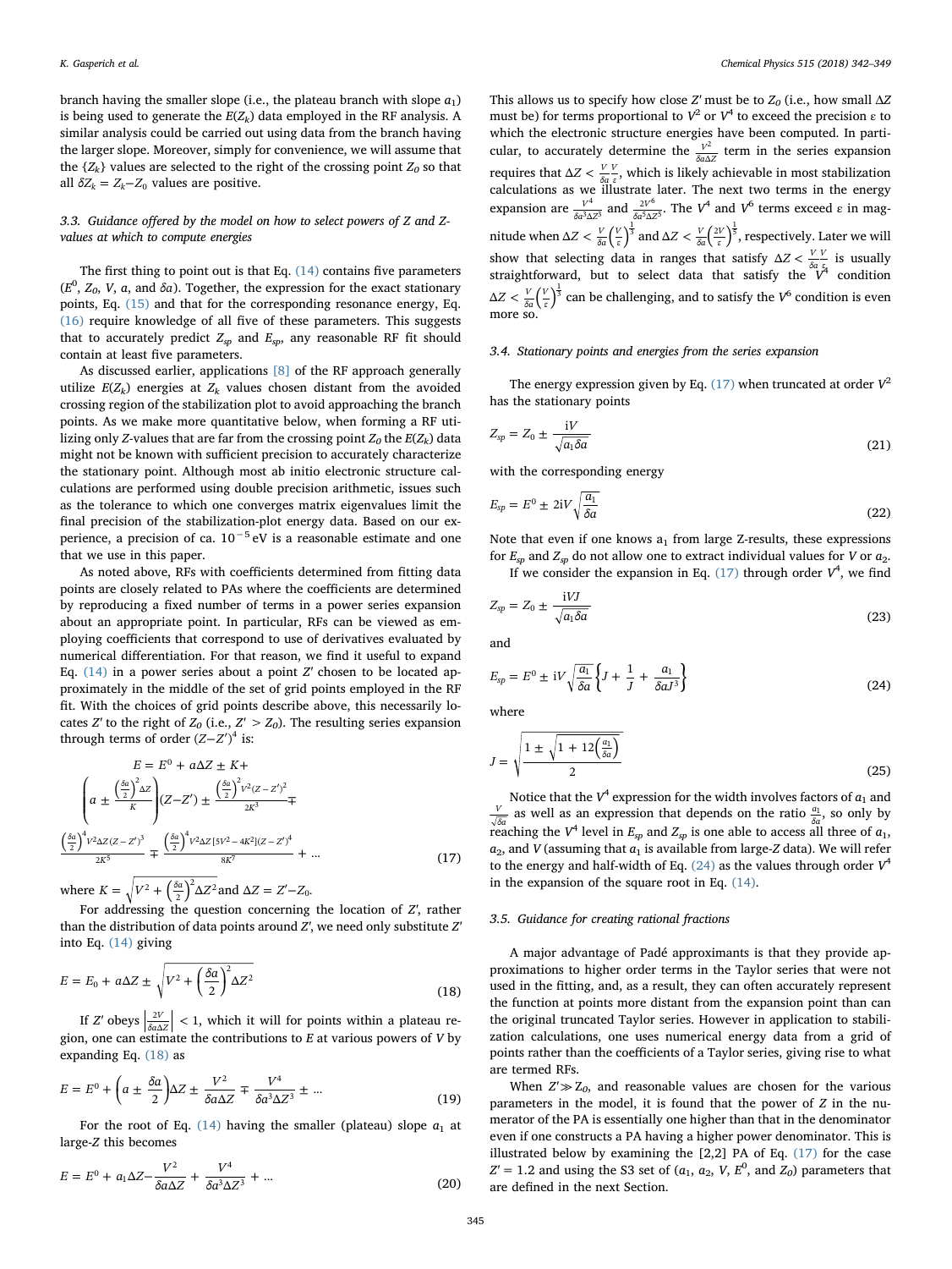branch having the smaller slope (i.e., the plateau branch with slope $a_1$) is being used to generate the $E(Z_k)$ data employed in the RF analysis. A similar analysis could be carried out using data from the branch having the larger slope. Moreover, simply for convenience, we will assume that the $\{Z_k\}$ values are selected to the right of the crossing point $Z_0$ so that all $\delta Z_k = Z_k - Z_0$ values are positive.

### 3.3. Guidance offered by the model on how to select powers of Z and Z-values at which to compute energies

The first thing to point out is that Eq. (14) contains five parameters ($E^0$, $Z_0$, $V$, $a$, and $\delta a$). Together, the expression for the exact stationary points, Eq. (15) and that for the corresponding resonance energy, Eq. (16) require knowledge of all five of these parameters. This suggests that to accurately predict $Z_{sp}$ and $E_{sp}$, any reasonable RF fit should contain at least five parameters.

As discussed earlier, applications [8] of the RF approach generally utilize $E(Z_k)$ energies at $Z_k$ values chosen distant from the avoided crossing region of the stabilization plot to avoid approaching the branch points. As we make more quantitative below, when forming a RF utilizing only Z-values that are far from the crossing point $Z_0$ the $E(Z_k)$ data might not be known with sufficient precision to accurately characterize the stationary point. Although most ab initio electronic structure calculations are performed using double precision arithmetic, issues such as the tolerance to which one converges matrix eigenvalues limit the final precision of the stabilization-plot energy data. Based on our experience, a precision of ca. $10^{-5}$ eV is a reasonable estimate and one that we use in this paper.

As noted above, RFs with coefficients determined from fitting data points are closely related to PAs where the coefficients are determined by reproducing a fixed number of terms in a power series expansion about an appropriate point. In particular, RFs can be viewed as employing coefficients that correspond to use of derivatives evaluated by numerical differentiation. For that reason, we find it useful to expand Eq. (14) in a power series about a point $Z'$ chosen to be located approximately in the middle of the set of grid points employed in the RF fit. With the choices of grid points describe above, this necessarily locates $Z'$ to the right of $Z_0$ (i.e., $Z' > Z_0$). The resulting series expansion through terms of order $(Z-Z')^4$ is:

$$E = E^0 + a\Delta Z \pm K + \left(a \pm \frac{\left(\frac{\delta a}{2}\right)^2 \Delta Z}{K}\right)(Z-Z') \pm \frac{\left(\frac{\delta a}{2}\right)^2 V^2 (Z-Z')^2}{2K^3} \mp \frac{\left(\frac{\delta a}{2}\right)^4 V^2 \Delta Z (Z-Z')^3}{2K^5} \mp \frac{\left(\frac{\delta a}{2}\right)^4 V^2 [5V^2 - 4K^2](Z-Z')^4}{8K^7} + \ldots \tag{17}$$

where $K = \sqrt{V^2 + \left(\frac{\delta a}{2}\right)^2 \Delta Z^2}$ and $\Delta Z = Z' - Z_0$.

For addressing the question concerning the location of $Z'$, rather than the distribution of data points around $Z'$, we need only substitute $Z'$ into Eq. (14) giving

$$E = E_0 + a\Delta Z \pm \sqrt{V^2 + \left(\frac{\delta a}{2}\right)^2 \Delta Z^2} \tag{18}$$

If $Z'$ obeys $\left|\frac{2V}{\delta a \Delta Z}\right| < 1$, which it will for points within a plateau region, one can estimate the contributions to $E$ at various powers of $V$ by expanding Eq. (18) as

$$E = E^0 + \left(a \pm \frac{\delta a}{2}\right)\Delta Z \pm \frac{V^2}{\delta a \Delta Z} \mp \frac{V^4}{\delta a^3 \Delta Z^3} \pm \ldots \tag{19}$$

For the root of Eq. (14) having the smaller (plateau) slope $a_1$ at large-Z this becomes

$$E = E^0 + a_1 \Delta Z - \frac{V^2}{\delta a \Delta Z} + \frac{V^4}{\delta a^3 \Delta Z^3} + \ldots \tag{20}$$

This allows us to specify how close $Z'$ must be to $Z_0$ (i.e., how small $\Delta Z$ must be) for terms proportional to $V^2$ or $V^4$ to exceed the precision $\varepsilon$ to which the electronic structure energies have been computed. In particular, to accurately determine the $\frac{V^2}{\delta a \Delta Z}$ term in the series expansion requires that $\Delta Z < \frac{V}{\delta a}\frac{V}{\varepsilon}$, which is likely achievable in most stabilization calculations as we illustrate later. The next two terms in the energy expansion are $\frac{V^4}{\delta a^3 \Delta Z^3}$ and $\frac{2V^6}{\delta a^5 \Delta Z^5}$. The $V^4$ and $V^6$ terms exceed $\varepsilon$ in magnitude when $\Delta Z < \frac{V}{\delta a}\left(\frac{V}{\varepsilon}\right)^{\frac{1}{3}}$ and $\Delta Z < \frac{V}{\delta a}\left(\frac{2V}{\varepsilon}\right)^{\frac{1}{5}}$, respectively. Later we will show that selecting data in ranges that satisfy $\Delta Z < \frac{V}{\delta a}\frac{V}{\varepsilon}$ is usually straightforward, but to select data that satisfy the $V^4$ condition $\Delta Z < \frac{V}{\delta a}\left(\frac{V}{\varepsilon}\right)^{\frac{1}{3}}$ can be challenging, and to satisfy the $V^6$ condition is even more so.

### 3.4. Stationary points and energies from the series expansion

The energy expression given by Eq. (17) when truncated at order $V^2$ has the stationary points

$$Z_{sp} = Z_0 \pm \frac{\mathrm{i}V}{\sqrt{a_1 \delta a}} \tag{21}$$

with the corresponding energy

$$E_{sp} = E^0 \pm 2\mathrm{i}V\sqrt{\frac{a_1}{\delta a}} \tag{22}$$

Note that even if one knows $a_1$ from large Z-results, these expressions for $E_{sp}$ and $Z_{sp}$ do not allow one to extract individual values for $V$ or $a_2$.

If we consider the expansion in Eq. (17) through order $V^4$, we find

$$Z_{sp} = Z_0 \pm \frac{\mathrm{i}VJ}{\sqrt{a_1 \delta a}} \tag{23}$$

and

$$E_{sp} = E^0 \pm \mathrm{i}V\sqrt{\frac{a_1}{\delta a}}\left\{J + \frac{1}{J} + \frac{a_1}{\delta a J^3}\right\} \tag{24}$$

where

$$J = \sqrt{\frac{1 \pm \sqrt{1 + 12\left(\frac{a_1}{\delta a}\right)}}{2}} \tag{25}$$

Notice that the $V^4$ expression for the width involves factors of $a_1$ and $\frac{V}{\sqrt{\delta a}}$ as well as an expression that depends on the ratio $\frac{a_1}{\delta a}$, so only by reaching the $V^4$ level in $E_{sp}$ and $Z_{sp}$ is one able to access all three of $a_1$, $a_2$, and $V$ (assuming that $a_1$ is available from large-Z data). We will refer to the energy and half-width of Eq. (24) as the values through order $V^4$ in the expansion of the square root in Eq. (14).

### 3.5. Guidance for creating rational fractions

A major advantage of Padé approximants is that they provide approximations to higher order terms in the Taylor series that were not used in the fitting, and, as a result, they can often accurately represent the function at points more distant from the expansion point than can the original truncated Taylor series. However in application to stabilization calculations, one uses numerical energy data from a grid of points rather than the coefficients of a Taylor series, giving rise to what are termed RFs.

When $Z' \gg Z_0$, and reasonable values are chosen for the various parameters in the model, it is found that the power of Z in the numerator of the PA is essentially one higher than that in the denominator even if one constructs a PA having a higher power denominator. This is illustrated below by examining the [2,2] PA of Eq. (17) for the case $Z' = 1.2$ and using the S3 set of ($a_1$, $a_2$, $V$, $E^0$, and $Z_0$) parameters that are defined in the next Section.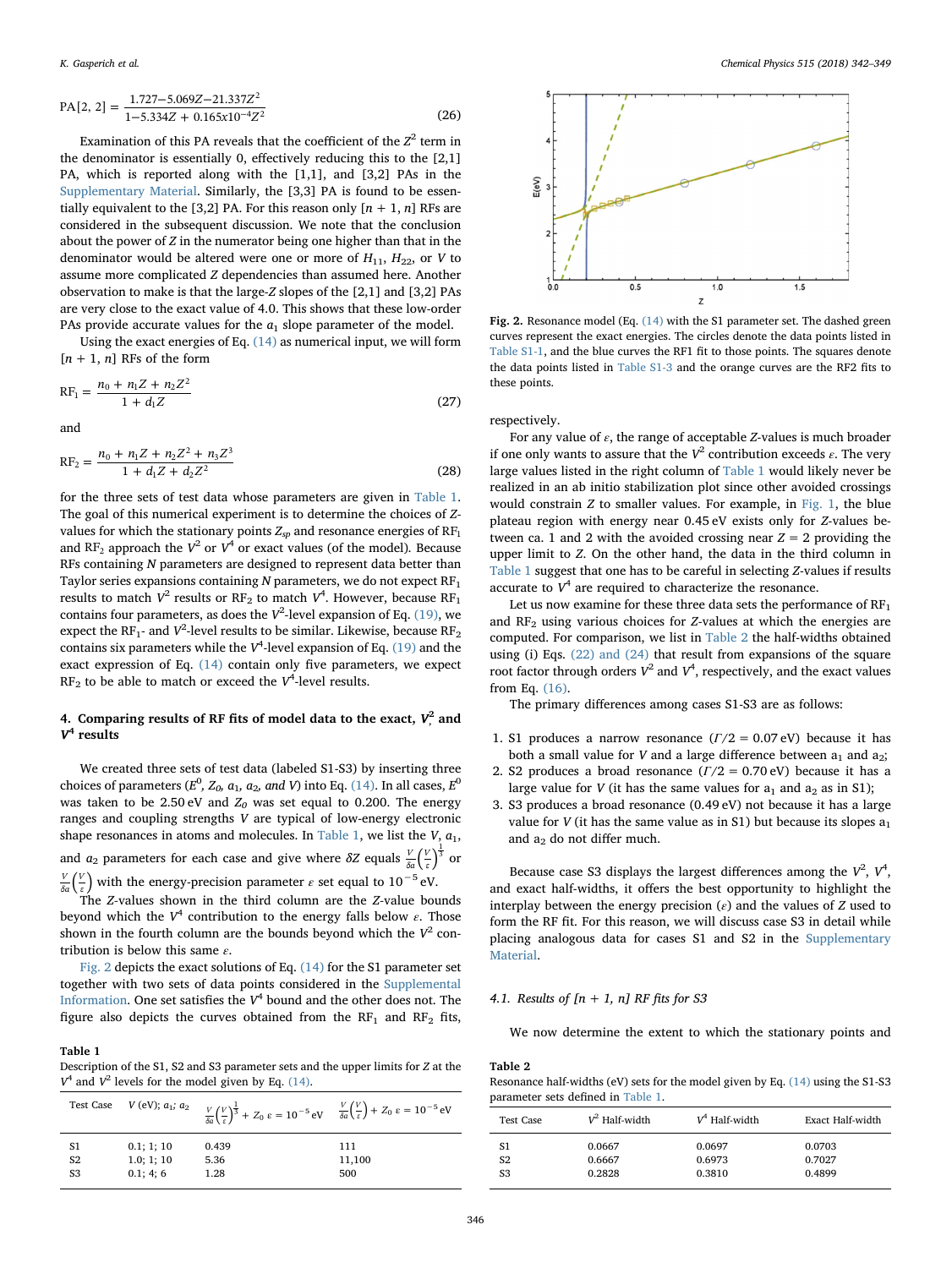$$\text{PA}[2,2] = \frac{1.727 - 5.069Z - 21.337Z^2}{1 - 5.334Z + 0.165\text{x}10^{-4}Z^2} \tag{26}$$

Examination of this PA reveals that the coefficient of the $Z^2$ term in the denominator is essentially 0, effectively reducing this to the [2,1] PA, which is reported along with the [1,1], and [3,2] PAs in the Supplementary Material. Similarly, the [3,3] PA is found to be essentially equivalent to the [3,2] PA. For this reason only $[n+1, n]$ RFs are considered in the subsequent discussion. We note that the conclusion about the power of $Z$ in the numerator being one higher than that in the denominator would be altered were one or more of $H_{11}$, $H_{22}$, or $V$ to assume more complicated $Z$ dependencies than assumed here. Another observation to make is that the large-$Z$ slopes of the [2,1] and [3,2] PAs are very close to the exact value of 4.0. This shows that these low-order PAs provide accurate values for the $a_1$ slope parameter of the model.

Using the exact energies of Eq. (14) as numerical input, we will form $[n+1, n]$ RFs of the form

$$\text{RF}_1 = \frac{n_0 + n_1 Z + n_2 Z^2}{1 + d_1 Z} \tag{27}$$

and

$$\text{RF}_2 = \frac{n_0 + n_1 Z + n_2 Z^2 + n_3 Z^3}{1 + d_1 Z + d_2 Z^2} \tag{28}$$

for the three sets of test data whose parameters are given in Table 1. The goal of this numerical experiment is to determine the choices of $Z$-values for which the stationary points $Z_{sp}$ and resonance energies of $\text{RF}_1$ and $\text{RF}_2$ approach the $V^2$ or $V^4$ or exact values (of the model). Because RFs containing $N$ parameters are designed to represent data better than Taylor series expansions containing $N$ parameters, we do not expect $\text{RF}_1$ results to match $V^2$ results or $\text{RF}_2$ to match $V^4$. However, because $\text{RF}_1$ contains four parameters, as does the $V^2$-level expansion of Eq. (19), we expect the $\text{RF}_1$- and $V^2$-level results to be similar. Likewise, because $\text{RF}_2$ contains six parameters while the $V^4$-level expansion of Eq. (19) and the exact expression of Eq. (14) contain only five parameters, we expect $\text{RF}_2$ to be able to match or exceed the $V^4$-level results.

## 4. Comparing results of RF fits of model data to the exact, $V^2$ and $V^4$ results

We created three sets of test data (labeled S1-S3) by inserting three choices of parameters ($E^0$, $Z_0$, $a_1$, $a_2$, and $V$) into Eq. (14). In all cases, $E^0$ was taken to be 2.50 eV and $Z_0$ was set equal to 0.200. The energy ranges and coupling strengths $V$ are typical of low-energy electronic shape resonances in atoms and molecules. In Table 1, we list the $V$, $a_1$, and $a_2$ parameters for each case and give where $\delta Z$ equals $\frac{V}{\delta a}\left(\frac{V}{\varepsilon}\right)^{\frac{1}{3}}$ or $\frac{V}{\delta a}\left(\frac{V}{\varepsilon}\right)$ with the energy-precision parameter $\varepsilon$ set equal to $10^{-5}$ eV.

The $Z$-values shown in the third column are the $Z$-value bounds beyond which the $V^4$ contribution to the energy falls below $\varepsilon$. Those shown in the fourth column are the bounds beyond which the $V^2$ contribution is below this same $\varepsilon$.

Fig. 2 depicts the exact solutions of Eq. (14) for the S1 parameter set together with two sets of data points considered in the Supplemental Information. One set satisfies the $V^4$ bound and the other does not. The figure also depicts the curves obtained from the $\text{RF}_1$ and $\text{RF}_2$ fits, respectively.

**Table 1**
Description of the S1, S2 and S3 parameter sets and the upper limits for $Z$ at the $V^4$ and $V^2$ levels for the model given by Eq. (14).

| Test Case | $V$ (eV); $a_1$; $a_2$ | $\frac{V}{\delta a}\left(\frac{V}{\varepsilon}\right)^{\frac{1}{3}} + Z_0$ $\varepsilon = 10^{-5}$ eV | $\frac{V}{\delta a}\left(\frac{V}{\varepsilon}\right) + Z_0$ $\varepsilon = 10^{-5}$ eV |
|---|---|---|---|
| S1 | 0.1; 1; 10 | 0.439 | 111 |
| S2 | 1.0; 1; 10 | 5.36 | 11,100 |
| S3 | 0.1; 4; 6 | 1.28 | 500 |

**Fig. 2.** Resonance model (Eq. (14) with the S1 parameter set. The dashed green curves represent the exact energies. The circles denote the data points listed in Table S1-1, and the blue curves the RF1 fit to those points. The squares denote the data points listed in Table S1-3 and the orange curves are the RF2 fits to these points.

For any value of $\varepsilon$, the range of acceptable $Z$-values is much broader if one only wants to assure that the $V^2$ contribution exceeds $\varepsilon$. The very large values listed in the right column of Table 1 would likely never be realized in an ab initio stabilization plot since other avoided crossings would constrain $Z$ to smaller values. For example, in Fig. 1, the blue plateau region with energy near 0.45 eV exists only for $Z$-values between ca. 1 and 2 with the avoided crossing near $Z = 2$ providing the upper limit to $Z$. On the other hand, the data in the third column in Table 1 suggest that one has to be careful in selecting $Z$-values if results accurate to $V^4$ are required to characterize the resonance.

Let us now examine for these three data sets the performance of $\text{RF}_1$ and $\text{RF}_2$ using various choices for $Z$-values at which the energies are computed. For comparison, we list in Table 2 the half-widths obtained using (i) Eqs. (22) and (24) that result from expansions of the square root factor through orders $V^2$ and $V^4$, respectively, and the exact values from Eq. (16).

The primary differences among cases S1-S3 are as follows:

1. S1 produces a narrow resonance ($\Gamma/2 = 0.07$ eV) because it has both a small value for $V$ and a large difference between $a_1$ and $a_2$;
2. S2 produces a broad resonance ($\Gamma/2 = 0.70$ eV) because it has a large value for $V$ (it has the same values for $a_1$ and $a_2$ as in S1);
3. S3 produces a broad resonance (0.49 eV) not because it has a large value for $V$ (it has the same value as in S1) but because its slopes $a_1$ and $a_2$ do not differ much.

Because case S3 displays the largest differences among the $V^2$, $V^4$, and exact half-widths, it offers the best opportunity to highlight the interplay between the energy precision ($\varepsilon$) and the values of $Z$ used to form the RF fit. For this reason, we will discuss case S3 in detail while placing analogous data for cases S1 and S2 in the Supplementary Material.

### 4.1. Results of $[n+1, n]$ RF fits for S3

We now determine the extent to which the stationary points and

**Table 2**
Resonance half-widths (eV) sets for the model given by Eq. (14) using the S1-S3 parameter sets defined in Table 1.

| Test Case | $V^2$ Half-width | $V^4$ Half-width | Exact Half-width |
|---|---|---|---|
| S1 | 0.0667 | 0.0697 | 0.0703 |
| S2 | 0.6667 | 0.6973 | 0.7027 |
| S3 | 0.2828 | 0.3810 | 0.4899 |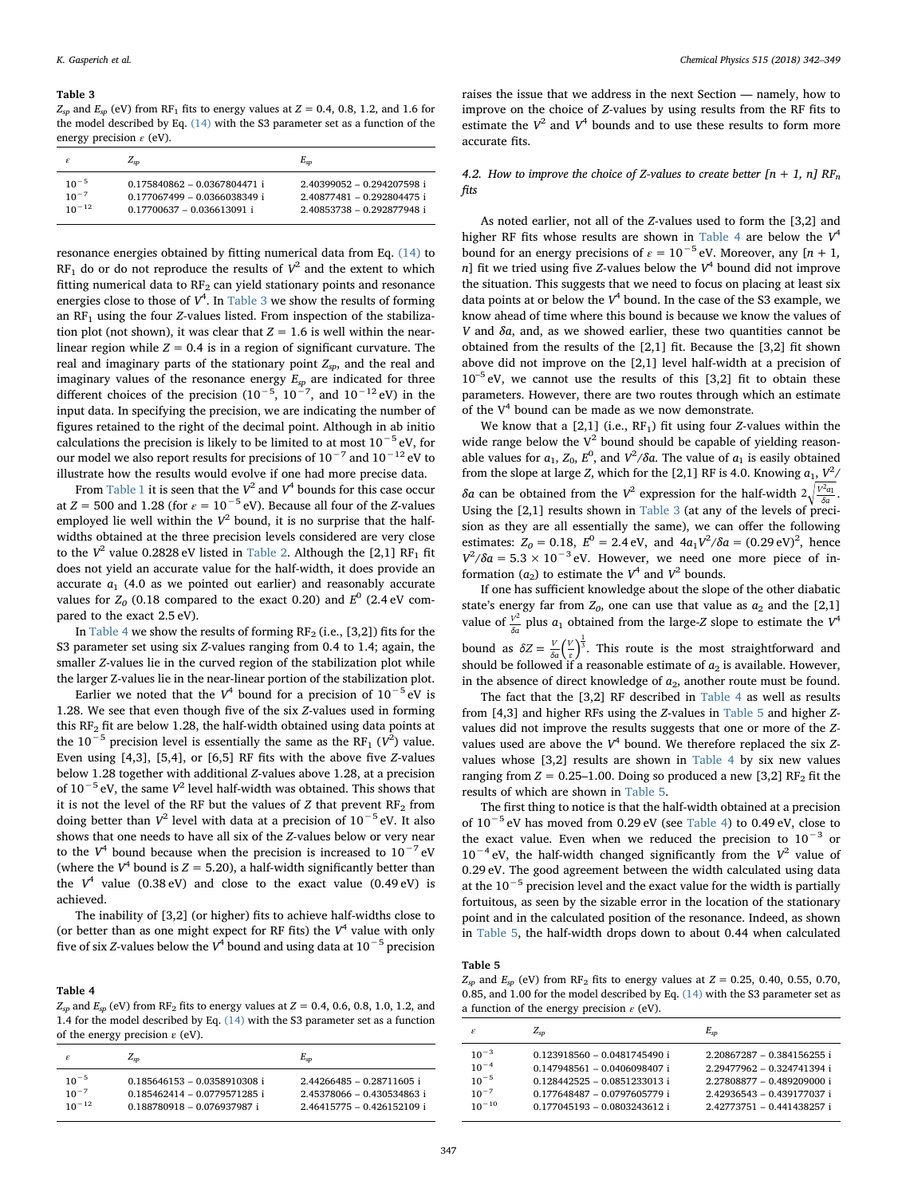**Table 3**

$Z_{sp}$ and $E_{sp}$ (eV) from $RF_1$ fits to energy values at $Z$ = 0.4, 0.8, 1.2, and 1.6 for the model described by Eq. (14) with the S3 parameter set as a function of the energy precision $\varepsilon$ (eV).

| $\varepsilon$ | $Z_{sp}$ | $E_{sp}$ |
|---|---|---|
| $10^{-5}$ | 0.175840862 − 0.0367804471 i | 2.40399052 − 0.294207598 i |
| $10^{-7}$ | 0.177067499 − 0.0366038349 i | 2.40877481 − 0.292804475 i |
| $10^{-12}$ | 0.17700637 − 0.036613091 i | 2.40853738 − 0.292877948 i |

resonance energies obtained by fitting numerical data from Eq. (14) to $RF_1$ do or do not reproduce the results of $V^2$ and the extent to which fitting numerical data to $RF_2$ can yield stationary points and resonance energies close to those of $V^4$. In Table 3 we show the results of forming an $RF_1$ fit using the four $Z$-values listed. From inspection of the stabilization plot (not shown), it was clear that $Z$ = 1.6 is well within the near-linear region while $Z$ = 0.4 is in a region of significant curvature. The real and imaginary parts of the stationary point $Z_{sp}$, and the real and imaginary values of the resonance energy $E_{sp}$ are indicated for three different choices of the precision ($10^{-5}$, $10^{-7}$, and $10^{-12}$ eV) in the input data. In specifying the precision, we are indicating the number of figures retained to the right of the decimal point. Although in ab initio calculations the precision is likely to be limited to at most $10^{-5}$ eV, for our model we also report results for precisions of $10^{-7}$ and $10^{-12}$ eV to illustrate how the results would evolve if one had more precise data.

From Table 1 it is seen that the $V^2$ and $V^4$ bounds for this case occur at $Z$ = 500 and 1.28 (for $\varepsilon = 10^{-5}$ eV). Because all four of the $Z$-values employed lie well within the $V^2$ bound, it is no surprise that the half-widths obtained at the three precision levels considered are very close to the $V^2$ value 0.2828 eV listed in Table 2. Although the [2,1] $RF_1$ fit does not yield an accurate value for the half-width, it does provide an accurate $a_1$ (4.0 as we pointed out earlier) and reasonably accurate values for $Z_0$ (0.18 compared to the exact 0.20) and $E^0$ (2.4 eV compared to the exact 2.5 eV).

In Table 4 we show the results of forming $RF_2$ (i.e., [3,2]) fits for the S3 parameter set using six $Z$-values ranging from 0.4 to 1.4; again, the smaller $Z$-values lie in the curved region of the stabilization plot while the larger $Z$-values lie in the near-linear portion of the stabilization plot.

Earlier we noted that the $V^4$ bound for a precision of $10^{-5}$ eV is 1.28. We see that even though five of the six $Z$-values used in forming this $RF_2$ fit are below 1.28, the half-width obtained using data points at the $10^{-5}$ precision level is essentially the same as the $RF_1$ ($V^2$) value. Even using [4,3], [5,4], or [6,5] RF fits with the above five $Z$-values below 1.28 together with additional $Z$-values above 1.28, at a precision of $10^{-5}$ eV, the same $V^2$ level half-width was obtained. This shows that it is not the level of the RF but the values of $Z$ that prevent $RF_2$ from doing better than $V^2$ level with data at a precision of $10^{-5}$ eV. It also shows that one needs to have all six of the $Z$-values below or very near to the $V^4$ bound because when the precision is increased to $10^{-7}$ eV (where the $V^4$ bound is $Z$ = 5.20), a half-width significantly better than the $V^4$ value (0.38 eV) and close to the exact value (0.49 eV) is achieved.

The inability of [3,2] (or higher) fits to achieve half-widths close to (or better than as one might expect for RF fits) the $V^4$ value with only five of six $Z$-values below the $V^4$ bound and using data at $10^{-5}$ precision raises the issue that we address in the next Section — namely, how to improve on the choice of $Z$-values by using results from the RF fits to estimate the $V^2$ and $V^4$ bounds and to use these results to form more accurate fits.

**Table 4**

$Z_{sp}$ and $E_{sp}$ (eV) from $RF_2$ fits to energy values at $Z$ = 0.4, 0.6, 0.8, 1.0, 1.2, and 1.4 for the model described by Eq. (14) with the S3 parameter set as a function of the energy precision $\varepsilon$ (eV).

| $\varepsilon$ | $Z_{sp}$ | $E_{sp}$ |
|---|---|---|
| $10^{-5}$ | 0.185646153 − 0.0358910308 i | 2.44266485 − 0.28711605 i |
| $10^{-7}$ | 0.185462414 − 0.0779571285 i | 2.45378066 − 0.430534863 i |
| $10^{-12}$ | 0.188780918 − 0.076937987 i | 2.46415775 − 0.426152109 i |

### 4.2. How to improve the choice of Z-values to create better [n + 1, n] $RF_n$ fits

As noted earlier, not all of the $Z$-values used to form the [3,2] and higher RF fits whose results are shown in Table 4 are below the $V^4$ bound for an energy precisions of $\varepsilon = 10^{-5}$ eV. Moreover, any [$n$ + 1, $n$] fit we tried using five $Z$-values below the $V^4$ bound did not improve the situation. This suggests that we need to focus on placing at least six data points at or below the $V^4$ bound. In the case of the S3 example, we know ahead of time where this bound is because we know the values of $V$ and $\delta a$, and, as we showed earlier, these two quantities cannot be obtained from the results of the [2,1] fit. Because the [3,2] fit shown above did not improve on the [2,1] level half-width at a precision of $10^{-5}$ eV, we cannot use the results of this [3,2] fit to obtain these parameters. However, there are two routes through which an estimate of the $V^4$ bound can be made as we now demonstrate.

We know that a [2,1] (i.e., $RF_1$) fit using four $Z$-values within the wide range below the $V^2$ bound should be capable of yielding reasonable values for $a_1$, $Z_0$, $E^0$, and $V^2/\delta a$. The value of $a_1$ is easily obtained from the slope at large $Z$, which for the [2,1] RF is 4.0. Knowing $a_1$, $V^2/\delta a$ can be obtained from the $V^2$ expression for the half-width $2\sqrt{\frac{V^2 a_1}{\delta a}}$. Using the [2,1] results shown in Table 3 (at any of the levels of precision as they are all essentially the same), we can offer the following estimates: $Z_o$ = 0.18, $E^0$ = 2.4 eV, and $4a_1V^2/\delta a = (0.29\text{ eV})^2$, hence $V^2/\delta a = 5.3 \times 10^{-3}$ eV. However, we need one more piece of information ($a_2$) to estimate the $V^4$ and $V^2$ bounds.

If one has sufficient knowledge about the slope of the other diabatic state's energy far from $Z_o$, one can use that value as $a_2$ and the [2,1] value of $\frac{V^2}{\delta a}$ plus $a_1$ obtained from the large-$Z$ slope to estimate the $V^4$ bound as $\delta Z = \frac{V}{\delta a}\left(\frac{V}{\varepsilon}\right)^{\frac{1}{3}}$. This route is the most straightforward and should be followed if a reasonable estimate of $a_2$ is available. However, in the absence of direct knowledge of $a_2$, another route must be found.

The fact that the [3,2] RF described in Table 4 as well as results from [4,3] and higher RFs using the $Z$-values in Table 5 and higher $Z$-values did not improve the results suggests that one or more of the $Z$-values used are above the $V^4$ bound. We therefore replaced the six $Z$-values whose [3,2] results are shown in Table 4 by six new values ranging from $Z$ = 0.25–1.00. Doing so produced a new [3,2] $RF_2$ fit the results of which are shown in Table 5.

The first thing to notice is that the half-width obtained at a precision of $10^{-5}$ eV has moved from 0.29 eV (see Table 4) to 0.49 eV, close to the exact value. Even when we reduced the precision to $10^{-3}$ or $10^{-4}$ eV, the half-width changed significantly from the $V^2$ value of 0.29 eV. The good agreement between the width calculated using data at the $10^{-5}$ precision level and the exact value for the width is partially fortuitous, as seen by the sizable error in the location of the stationary point and in the calculated position of the resonance. Indeed, as shown in Table 5, the half-width drops down to about 0.44 when calculated

**Table 5**

$Z_{sp}$ and $E_{sp}$ (eV) from $RF_2$ fits to energy values at $Z$ = 0.25, 0.40, 0.55, 0.70, 0.85, and 1.00 for the model described by Eq. (14) with the S3 parameter set as a function of the energy precision $\varepsilon$ (eV).

| $\varepsilon$ | $Z_{sp}$ | $E_{sp}$ |
|---|---|---|
| $10^{-3}$ | 0.123918560 − 0.0481745490 i | 2.20867287 − 0.384156255 i |
| $10^{-4}$ | 0.147948561 − 0.0406098407 i | 2.29477962 − 0.324741394 i |
| $10^{-5}$ | 0.128442525 − 0.0851233013 i | 2.27808877 − 0.489209000 i |
| $10^{-7}$ | 0.177648487 − 0.0797605779 i | 2.42936543 − 0.439177037 i |
| $10^{-10}$ | 0.177045193 − 0.0803243612 i | 2.42773751 − 0.441438257 i |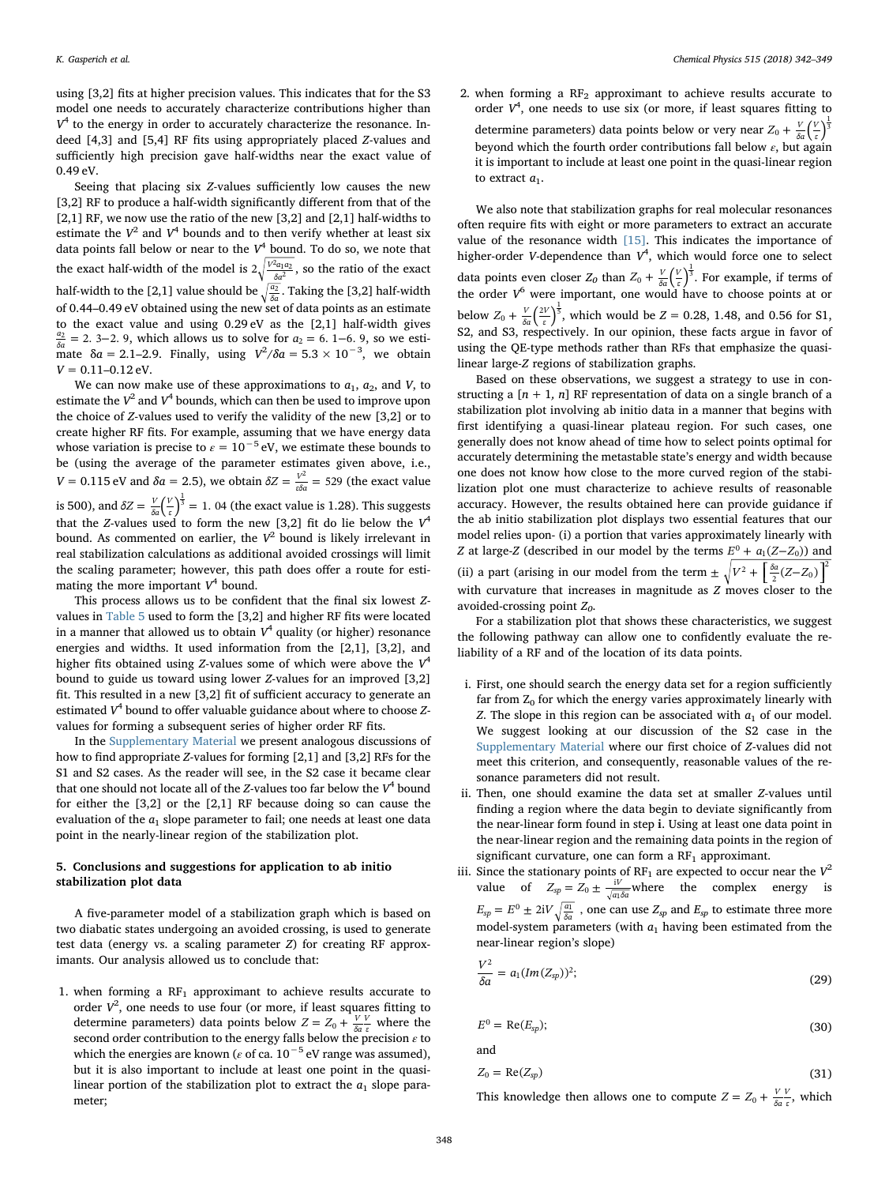using [3,2] fits at higher precision values. This indicates that for the S3 model one needs to accurately characterize contributions higher than $V^4$ to the energy in order to accurately characterize the resonance. Indeed [4,3] and [5,4] RF fits using appropriately placed $Z$-values and sufficiently high precision gave half-widths near the exact value of 0.49 eV.

Seeing that placing six $Z$-values sufficiently low causes the new [3,2] RF to produce a half-width significantly different from that of the [2,1] RF, we now use the ratio of the new [3,2] and [2,1] half-widths to estimate the $V^2$ and $V^4$ bounds and to then verify whether at least six data points fall below or near to the $V^4$ bound. To do so, we note that the exact half-width of the model is $2\sqrt{\frac{V^2 a_1 a_2}{\delta a^2}}$, so the ratio of the exact half-width to the [2,1] value should be $\sqrt{\frac{a_2}{\delta a}}$. Taking the [3,2] half-width of 0.44–0.49 eV obtained using the new set of data points as an estimate to the exact value and using 0.29 eV as the [2,1] half-width gives $\frac{a_2}{\delta a} = 2.3$–$2.9$, which allows us to solve for $a_2 = 6.1$–$6.9$, so we estimate $\delta a = 2.1$–$2.9$. Finally, using $V^2/\delta a = 5.3 \times 10^{-3}$, we obtain $V = 0.11$–$0.12$ eV.

We can now make use of these approximations to $a_1$, $a_2$, and $V$, to estimate the $V^2$ and $V^4$ bounds, which can then be used to improve upon the choice of $Z$-values used to verify the validity of the new [3,2] or to create higher RF fits. For example, assuming that we have energy data whose variation is precise to $\varepsilon = 10^{-5}$ eV, we estimate these bounds to be (using the average of the parameter estimates given above, i.e., $V = 0.115$ eV and $\delta a = 2.5$), we obtain $\delta Z = \frac{V^2}{\varepsilon \delta a} = 529$ (the exact value is 500), and $\delta Z = \frac{V}{\delta a}\left(\frac{V}{\varepsilon}\right)^{\frac{1}{3}} = 1.04$ (the exact value is 1.28). This suggests that the $Z$-values used to form the new [3,2] fit do lie below the $V^4$ bound. As commented on earlier, the $V^2$ bound is likely irrelevant in real stabilization calculations as additional avoided crossings will limit the scaling parameter; however, this path does offer a route for estimating the more important $V^4$ bound.

This process allows us to be confident that the final six lowest $Z$-values in Table 5 used to form the [3,2] and higher RF fits were located in a manner that allowed us to obtain $V^4$ quality (or higher) resonance energies and widths. It used information from the [2,1], [3,2], and higher fits obtained using $Z$-values some of which were above the $V^4$ bound to guide us toward using lower $Z$-values for an improved [3,2] fit. This resulted in a new [3,2] fit of sufficient accuracy to generate an estimated $V^4$ bound to offer valuable guidance about where to choose $Z$-values for forming a subsequent series of higher order RF fits.

In the Supplementary Material we present analogous discussions of how to find appropriate $Z$-values for forming [2,1] and [3,2] RFs for the S1 and S2 cases. As the reader will see, in the S2 case it became clear that one should not locate all of the $Z$-values too far below the $V^4$ bound for either the [3,2] or the [2,1] RF because doing so can cause the evaluation of the $a_1$ slope parameter to fail; one needs at least one data point in the nearly-linear region of the stabilization plot.

## 5. Conclusions and suggestions for application to ab initio stabilization plot data

A five-parameter model of a stabilization graph which is based on two diabatic states undergoing an avoided crossing, is used to generate test data (energy vs. a scaling parameter $Z$) for creating RF approximants. Our analysis allowed us to conclude that:

1. when forming a $RF_1$ approximant to achieve results accurate to order $V^2$, one needs to use four (or more, if least squares fitting to determine parameters) data points below $Z = Z_0 + \frac{V}{\delta a}\frac{V}{\varepsilon}$ where the second order contribution to the energy falls below the precision $\varepsilon$ to which the energies are known ($\varepsilon$ of ca. $10^{-5}$ eV range was assumed), but it is also important to include at least one point in the quasi-linear portion of the stabilization plot to extract the $a_1$ slope parameter;
2. when forming a $RF_2$ approximant to achieve results accurate to order $V^4$, one needs to use six (or more, if least squares fitting to determine parameters) data points below or very near $Z_0 + \frac{V}{\delta a}\left(\frac{V}{\varepsilon}\right)^{\frac{1}{3}}$ beyond which the fourth order contributions fall below $\varepsilon$, but again it is important to include at least one point in the quasi-linear region to extract $a_1$.

We also note that stabilization graphs for real molecular resonances often require fits with eight or more parameters to extract an accurate value of the resonance width [15]. This indicates the importance of higher-order $V$-dependence than $V^4$, which would force one to select data points even closer $Z_0$ than $Z_0 + \frac{V}{\delta a}\left(\frac{V}{\varepsilon}\right)^{\frac{1}{3}}$. For example, if terms of the order $V^6$ were important, one would have to choose points at or below $Z_0 + \frac{V}{\delta a}\left(\frac{2V}{\varepsilon}\right)^{\frac{1}{5}}$, which would be $Z = 0.28$, 1.48, and 0.56 for S1, S2, and S3, respectively. In our opinion, these facts argue in favor of using the QE-type methods rather than RFs that emphasize the quasi-linear large-$Z$ regions of stabilization graphs.

Based on these observations, we suggest a strategy to use in constructing a $[n+1, n]$ RF representation of data on a single branch of a stabilization plot involving ab initio data in a manner that begins with first identifying a quasi-linear plateau region. For such cases, one generally does not know ahead of time how to select points optimal for accurately determining the metastable state's energy and width because one does not know how close to the more curved region of the stabilization plot one must characterize to achieve results of reasonable accuracy. However, the results obtained here can provide guidance if the ab initio stabilization plot displays two essential features that our model relies upon- (i) a portion that varies approximately linearly with $Z$ at large-$Z$ (described in our model by the terms $E^0 + a_1(Z-Z_0)$) and (ii) a part (arising in our model from the term $\pm\sqrt{V^2 + \left[\frac{\delta a}{2}(Z-Z_0)\right]^2}$ with curvature that increases in magnitude as $Z$ moves closer to the avoided-crossing point $Z_0$.

For a stabilization plot that shows these characteristics, we suggest the following pathway can allow one to confidently evaluate the reliability of a RF and of the location of its data points.

i. First, one should search the energy data set for a region sufficiently far from $Z_0$ for which the energy varies approximately linearly with $Z$. The slope in this region can be associated with $a_1$ of our model. We suggest looking at our discussion of the S2 case in the Supplementary Material where our first choice of $Z$-values did not meet this criterion, and consequently, reasonable values of the resonance parameters did not result.

ii. Then, one should examine the data set at smaller $Z$-values until finding a region where the data begin to deviate significantly from the near-linear form found in step **i**. Using at least one data point in the near-linear region and the remaining data points in the region of significant curvature, one can form a $RF_1$ approximant.

iii. Since the stationary points of $RF_1$ are expected to occur near the $V^2$ value of $Z_{sp} = Z_0 \pm \frac{iV}{\sqrt{a_1 \delta a}}$ where the complex energy is $E_{sp} = E^0 \pm 2iV\sqrt{\frac{a_1}{\delta a}}$, one can use $Z_{sp}$ and $E_{sp}$ to estimate three more model-system parameters (with $a_1$ having been estimated from the near-linear region's slope)

$$\frac{V^2}{\delta a} = a_1(Im(Z_{sp}))^2; \tag{29}$$

$$E^0 = \mathrm{Re}(E_{sp}); \tag{30}$$

and

$$Z_0 = \mathrm{Re}(Z_{sp}) \tag{31}$$

This knowledge then allows one to compute $Z = Z_0 + \frac{V}{\delta a}\frac{V}{\varepsilon}$, which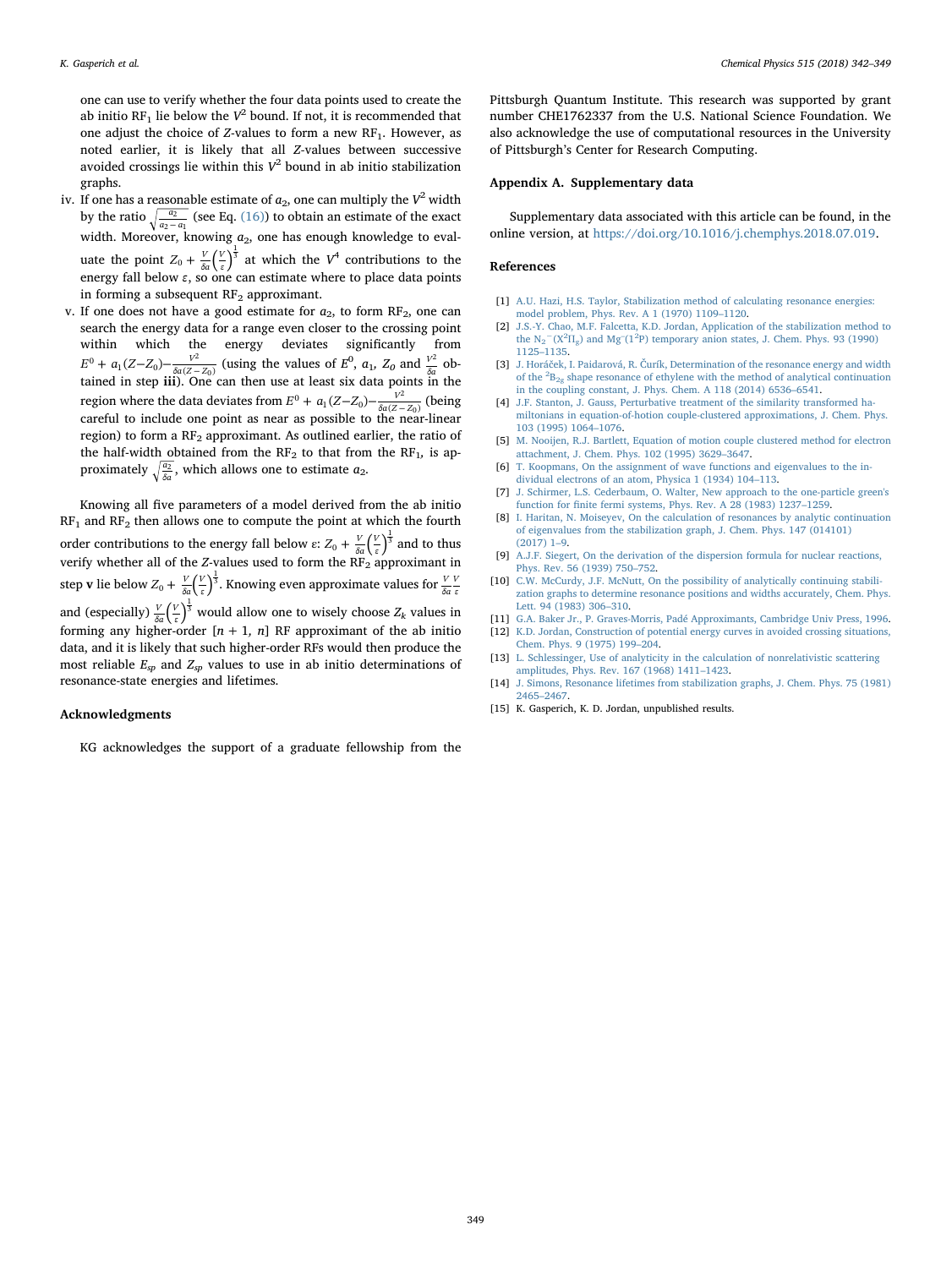one can use to verify whether the four data points used to create the ab initio $RF_1$ lie below the $V^2$ bound. If not, it is recommended that one adjust the choice of Z-values to form a new $RF_1$. However, as noted earlier, it is likely that all Z-values between successive avoided crossings lie within this $V^2$ bound in ab initio stabilization graphs.

iv. If one has a reasonable estimate of $a_2$, one can multiply the $V^2$ width by the ratio $\sqrt{\frac{a_2}{a_2 - a_1}}$ (see Eq. (16)) to obtain an estimate of the exact width. Moreover, knowing $a_2$, one has enough knowledge to evaluate the point $Z_0 + \frac{V}{\delta a}\left(\frac{V}{\varepsilon}\right)^{\frac{1}{3}}$ at which the $V^4$ contributions to the energy fall below $\varepsilon$, so one can estimate where to place data points in forming a subsequent $RF_2$ approximant.

v. If one does not have a good estimate for $a_2$, to form $RF_2$, one can search the energy data for a range even closer to the crossing point within which the energy deviates significantly from $E^0 + a_1(Z - Z_0) - \frac{V^2}{\delta a(Z - Z_0)}$ (using the values of $E^0$, $a_1$, $Z_0$ and $\frac{V^2}{\delta a}$ obtained in step **iii**). One can then use at least six data points in the region where the data deviates from $E^0 + a_1(Z - Z_0) - \frac{V^2}{\delta a(Z - Z_0)}$ (being careful to include one point as near as possible to the near-linear region) to form a $RF_2$ approximant. As outlined earlier, the ratio of the half-width obtained from the $RF_2$ to that from the $RF_1$, is approximately $\sqrt{\frac{a_2}{\delta a}}$, which allows one to estimate $a_2$.

Knowing all five parameters of a model derived from the ab initio $RF_1$ and $RF_2$ then allows one to compute the point at which the fourth order contributions to the energy fall below ε: $Z_0 + \frac{V}{\delta a}\left(\frac{V}{\varepsilon}\right)^{\frac{1}{3}}$ and to thus verify whether all of the Z-values used to form the $RF_2$ approximant in step **v** lie below $Z_0 + \frac{V}{\delta a}\left(\frac{V}{\varepsilon}\right)^{\frac{1}{3}}$. Knowing even approximate values for $\frac{V}{\delta a}\frac{V}{\varepsilon}$ and (especially) $\frac{V}{\delta a}\left(\frac{V}{\varepsilon}\right)^{\frac{1}{3}}$ would allow one to wisely choose $Z_k$ values in forming any higher-order $[n + 1, n]$ RF approximant of the ab initio data, and it is likely that such higher-order RFs would then produce the most reliable $E_{sp}$ and $Z_{sp}$ values to use in ab initio determinations of resonance-state energies and lifetimes.

## Acknowledgments

KG acknowledges the support of a graduate fellowship from the Pittsburgh Quantum Institute. This research was supported by grant number CHE1762337 from the U.S. National Science Foundation. We also acknowledge the use of computational resources in the University of Pittsburgh's Center for Research Computing.

## Appendix A. Supplementary data

Supplementary data associated with this article can be found, in the online version, at https://doi.org/10.1016/j.chemphys.2018.07.019.

## References

[1] A.U. Hazi, H.S. Taylor, Stabilization method of calculating resonance energies: model problem, Phys. Rev. A 1 (1970) 1109–1120.

[2] J.S.-Y. Chao, M.F. Falcetta, K.D. Jordan, Application of the stabilization method to the $N_2^-(X^2\Pi_g)$ and $Mg^-(1^2P)$ temporary anion states, J. Chem. Phys. 93 (1990) 1125–1135.

[3] J. Horáček, I. Paidarová, R. Čurík, Determination of the resonance energy and width of the $^2B_{2g}$ shape resonance of ethylene with the method of analytical continuation in the coupling constant, J. Phys. Chem. A 118 (2014) 6536–6541.

[4] J.F. Stanton, J. Gauss, Perturbative treatment of the similarity transformed hamiltonians in equation-of-hotion couple-clustered approximations, J. Chem. Phys. 103 (1995) 1064–1076.

[5] M. Nooijen, R.J. Bartlett, Equation of motion couple clustered method for electron attachment, J. Chem. Phys. 102 (1995) 3629–3647.

[6] T. Koopmans, On the assignment of wave functions and eigenvalues to the individual electrons of an atom, Physica 1 (1934) 104–113.

[7] J. Schirmer, L.S. Cederbaum, O. Walter, New approach to the one-particle green's function for finite fermi systems, Phys. Rev. A 28 (1983) 1237–1259.

[8] I. Haritan, N. Moiseyev, On the calculation of resonances by analytic continuation of eigenvalues from the stabilization graph, J. Chem. Phys. 147 (014101) (2017) 1–9.

[9] A.J.F. Siegert, On the derivation of the dispersion formula for nuclear reactions, Phys. Rev. 56 (1939) 750–752.

[10] C.W. McCurdy, J.F. McNutt, On the possibility of analytically continuing stabilization graphs to determine resonance positions and widths accurately, Chem. Phys. Lett. 94 (1983) 306–310.

[11] G.A. Baker Jr., P. Graves-Morris, Padé Approximants, Cambridge Univ Press, 1996.

[12] K.D. Jordan, Construction of potential energy curves in avoided crossing situations, Chem. Phys. 9 (1975) 199–204.

[13] L. Schlessinger, Use of analyticity in the calculation of nonrelativistic scattering amplitudes, Phys. Rev. 167 (1968) 1411–1423.

[14] J. Simons, Resonance lifetimes from stabilization graphs, J. Chem. Phys. 75 (1981) 2465–2467.

[15] K. Gasperich, K. D. Jordan, unpublished results.